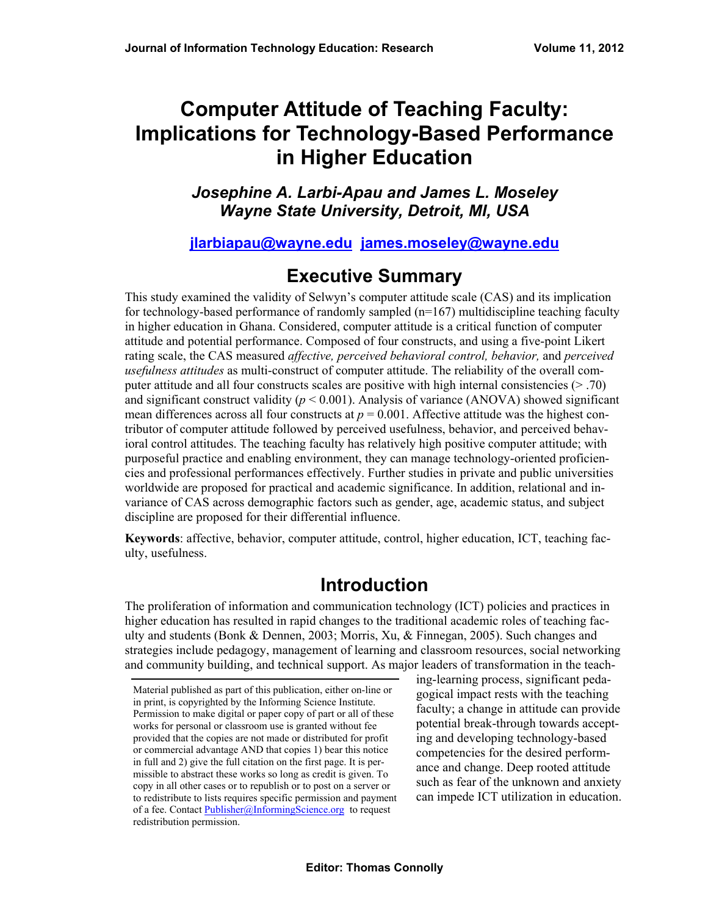# Computer Attitude of Teaching Faculty: Implications for Technology-Based Performance in Higher Education

***Josephine A. Larbi-Apau and James L. Moseley***
***Wayne State University, Detroit, MI, USA***

**jlarbiapau@wayne.edu james.moseley@wayne.edu**

## Executive Summary

This study examined the validity of Selwyn's computer attitude scale (CAS) and its implication for technology-based performance of randomly sampled (n=167) multidiscipline teaching faculty in higher education in Ghana. Considered, computer attitude is a critical function of computer attitude and potential performance. Composed of four constructs, and using a five-point Likert rating scale, the CAS measured *affective, perceived behavioral control, behavior,* and *perceived usefulness attitudes* as multi-construct of computer attitude. The reliability of the overall computer attitude and all four constructs scales are positive with high internal consistencies (> .70) and significant construct validity ($p < 0.001$). Analysis of variance (ANOVA) showed significant mean differences across all four constructs at $p = 0.001$. Affective attitude was the highest contributor of computer attitude followed by perceived usefulness, behavior, and perceived behavioral control attitudes. The teaching faculty has relatively high positive computer attitude; with purposeful practice and enabling environment, they can manage technology-oriented proficiencies and professional performances effectively. Further studies in private and public universities worldwide are proposed for practical and academic significance. In addition, relational and invariance of CAS across demographic factors such as gender, age, academic status, and subject discipline are proposed for their differential influence.

**Keywords**: affective, behavior, computer attitude, control, higher education, ICT, teaching faculty, usefulness.

## Introduction

The proliferation of information and communication technology (ICT) policies and practices in higher education has resulted in rapid changes to the traditional academic roles of teaching faculty and students (Bonk & Dennen, 2003; Morris, Xu, & Finnegan, 2005). Such changes and strategies include pedagogy, management of learning and classroom resources, social networking and community building, and technical support. As major leaders of transformation in the teaching-learning process, significant pedagogical impact rests with the teaching faculty; a change in attitude can provide potential break-through towards accepting and developing technology-based competencies for the desired performance and change. Deep rooted attitude such as fear of the unknown and anxiety can impede ICT utilization in education.

Material published as part of this publication, either on-line or in print, is copyrighted by the Informing Science Institute. Permission to make digital or paper copy of part or all of these works for personal or classroom use is granted without fee provided that the copies are not made or distributed for profit or commercial advantage AND that copies 1) bear this notice in full and 2) give the full citation on the first page. It is permissible to abstract these works so long as credit is given. To copy in all other cases or to republish or to post on a server or to redistribute to lists requires specific permission and payment of a fee. Contact Publisher@InformingScience.org to request redistribution permission.

Editor: Thomas Connolly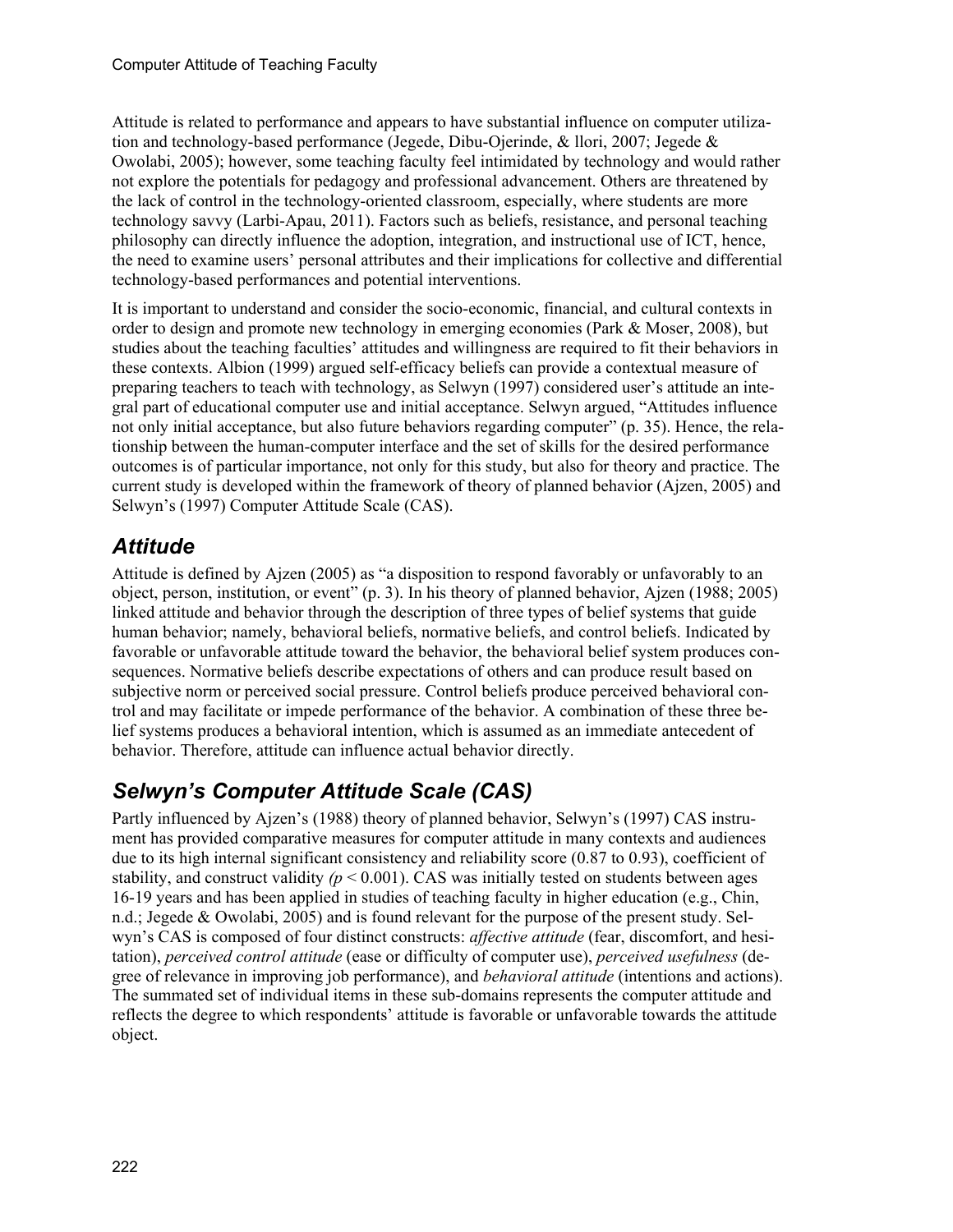Attitude is related to performance and appears to have substantial influence on computer utilization and technology-based performance (Jegede, Dibu-Ojerinde, & llori, 2007; Jegede & Owolabi, 2005); however, some teaching faculty feel intimidated by technology and would rather not explore the potentials for pedagogy and professional advancement. Others are threatened by the lack of control in the technology-oriented classroom, especially, where students are more technology savvy (Larbi-Apau, 2011). Factors such as beliefs, resistance, and personal teaching philosophy can directly influence the adoption, integration, and instructional use of ICT, hence, the need to examine users' personal attributes and their implications for collective and differential technology-based performances and potential interventions.

It is important to understand and consider the socio-economic, financial, and cultural contexts in order to design and promote new technology in emerging economies (Park & Moser, 2008), but studies about the teaching faculties' attitudes and willingness are required to fit their behaviors in these contexts. Albion (1999) argued self-efficacy beliefs can provide a contextual measure of preparing teachers to teach with technology, as Selwyn (1997) considered user's attitude an integral part of educational computer use and initial acceptance. Selwyn argued, "Attitudes influence not only initial acceptance, but also future behaviors regarding computer" (p. 35). Hence, the relationship between the human-computer interface and the set of skills for the desired performance outcomes is of particular importance, not only for this study, but also for theory and practice. The current study is developed within the framework of theory of planned behavior (Ajzen, 2005) and Selwyn's (1997) Computer Attitude Scale (CAS).

## *Attitude*

Attitude is defined by Ajzen (2005) as "a disposition to respond favorably or unfavorably to an object, person, institution, or event" (p. 3). In his theory of planned behavior, Ajzen (1988; 2005) linked attitude and behavior through the description of three types of belief systems that guide human behavior; namely, behavioral beliefs, normative beliefs, and control beliefs. Indicated by favorable or unfavorable attitude toward the behavior, the behavioral belief system produces consequences. Normative beliefs describe expectations of others and can produce result based on subjective norm or perceived social pressure. Control beliefs produce perceived behavioral control and may facilitate or impede performance of the behavior. A combination of these three belief systems produces a behavioral intention, which is assumed as an immediate antecedent of behavior. Therefore, attitude can influence actual behavior directly.

## *Selwyn's Computer Attitude Scale (CAS)*

Partly influenced by Ajzen's (1988) theory of planned behavior, Selwyn's (1997) CAS instrument has provided comparative measures for computer attitude in many contexts and audiences due to its high internal significant consistency and reliability score (0.87 to 0.93), coefficient of stability, and construct validity *($p < 0.001$)*. CAS was initially tested on students between ages 16-19 years and has been applied in studies of teaching faculty in higher education (e.g., Chin, n.d.; Jegede & Owolabi, 2005) and is found relevant for the purpose of the present study. Selwyn's CAS is composed of four distinct constructs: *affective attitude* (fear, discomfort, and hesitation), *perceived control attitude* (ease or difficulty of computer use), *perceived usefulness* (degree of relevance in improving job performance), and *behavioral attitude* (intentions and actions). The summated set of individual items in these sub-domains represents the computer attitude and reflects the degree to which respondents' attitude is favorable or unfavorable towards the attitude object.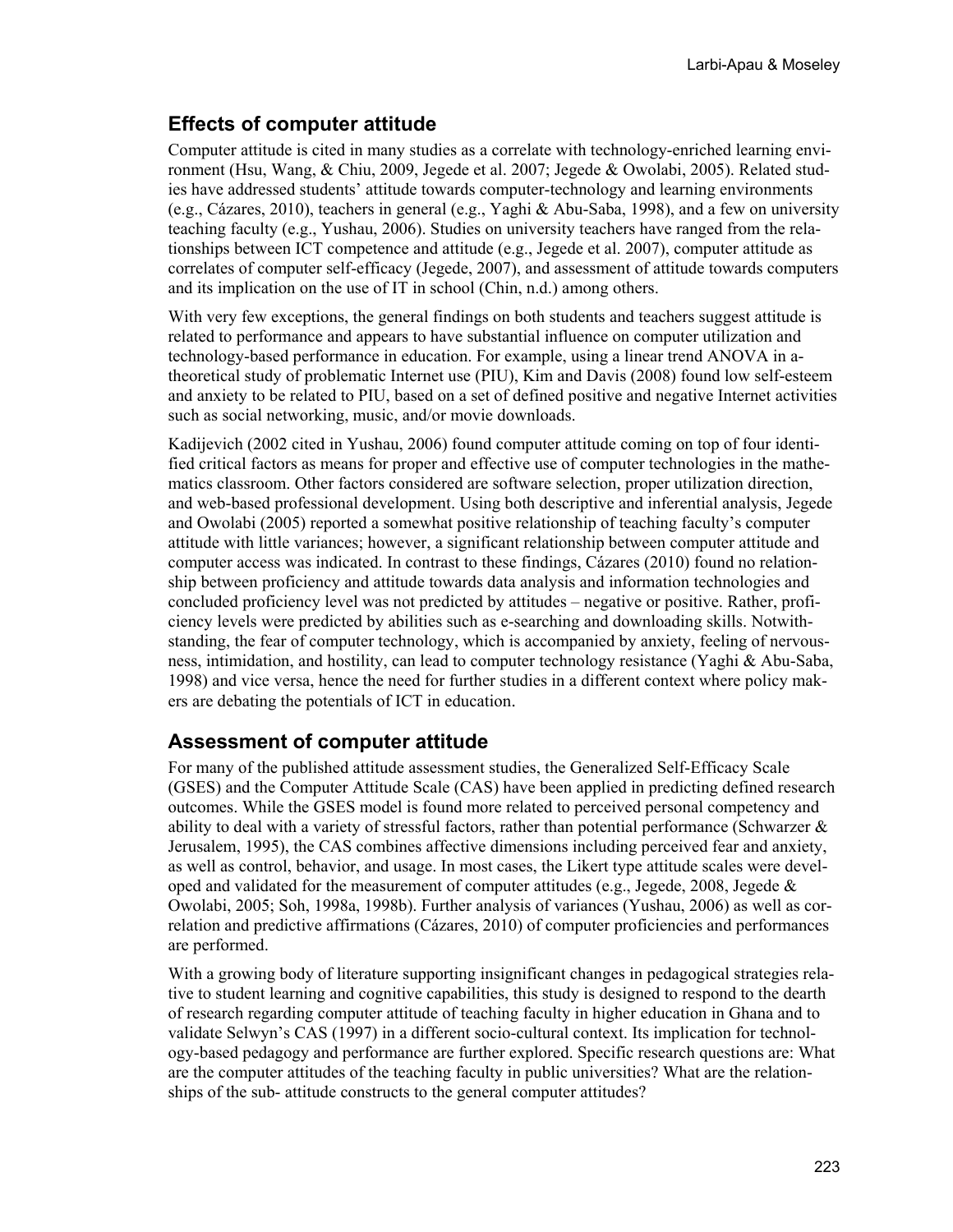## Effects of computer attitude

Computer attitude is cited in many studies as a correlate with technology-enriched learning environment (Hsu, Wang, & Chiu, 2009, Jegede et al. 2007; Jegede & Owolabi, 2005). Related studies have addressed students' attitude towards computer-technology and learning environments (e.g., Cázares, 2010), teachers in general (e.g., Yaghi & Abu-Saba, 1998), and a few on university teaching faculty (e.g., Yushau, 2006). Studies on university teachers have ranged from the relationships between ICT competence and attitude (e.g., Jegede et al. 2007), computer attitude as correlates of computer self-efficacy (Jegede, 2007), and assessment of attitude towards computers and its implication on the use of IT in school (Chin, n.d.) among others.

With very few exceptions, the general findings on both students and teachers suggest attitude is related to performance and appears to have substantial influence on computer utilization and technology-based performance in education. For example, using a linear trend ANOVA in a-theoretical study of problematic Internet use (PIU), Kim and Davis (2008) found low self-esteem and anxiety to be related to PIU, based on a set of defined positive and negative Internet activities such as social networking, music, and/or movie downloads.

Kadijevich (2002 cited in Yushau, 2006) found computer attitude coming on top of four identified critical factors as means for proper and effective use of computer technologies in the mathematics classroom. Other factors considered are software selection, proper utilization direction, and web-based professional development. Using both descriptive and inferential analysis, Jegede and Owolabi (2005) reported a somewhat positive relationship of teaching faculty's computer attitude with little variances; however, a significant relationship between computer attitude and computer access was indicated. In contrast to these findings, Cázares (2010) found no relationship between proficiency and attitude towards data analysis and information technologies and concluded proficiency level was not predicted by attitudes – negative or positive. Rather, proficiency levels were predicted by abilities such as e-searching and downloading skills. Notwithstanding, the fear of computer technology, which is accompanied by anxiety, feeling of nervousness, intimidation, and hostility, can lead to computer technology resistance (Yaghi & Abu-Saba, 1998) and vice versa, hence the need for further studies in a different context where policy makers are debating the potentials of ICT in education.

## Assessment of computer attitude

For many of the published attitude assessment studies, the Generalized Self-Efficacy Scale (GSES) and the Computer Attitude Scale (CAS) have been applied in predicting defined research outcomes. While the GSES model is found more related to perceived personal competency and ability to deal with a variety of stressful factors, rather than potential performance (Schwarzer & Jerusalem, 1995), the CAS combines affective dimensions including perceived fear and anxiety, as well as control, behavior, and usage. In most cases, the Likert type attitude scales were developed and validated for the measurement of computer attitudes (e.g., Jegede, 2008, Jegede & Owolabi, 2005; Soh, 1998a, 1998b). Further analysis of variances (Yushau, 2006) as well as correlation and predictive affirmations (Cázares, 2010) of computer proficiencies and performances are performed.

With a growing body of literature supporting insignificant changes in pedagogical strategies relative to student learning and cognitive capabilities, this study is designed to respond to the dearth of research regarding computer attitude of teaching faculty in higher education in Ghana and to validate Selwyn's CAS (1997) in a different socio-cultural context. Its implication for technology-based pedagogy and performance are further explored. Specific research questions are: What are the computer attitudes of the teaching faculty in public universities? What are the relationships of the sub- attitude constructs to the general computer attitudes?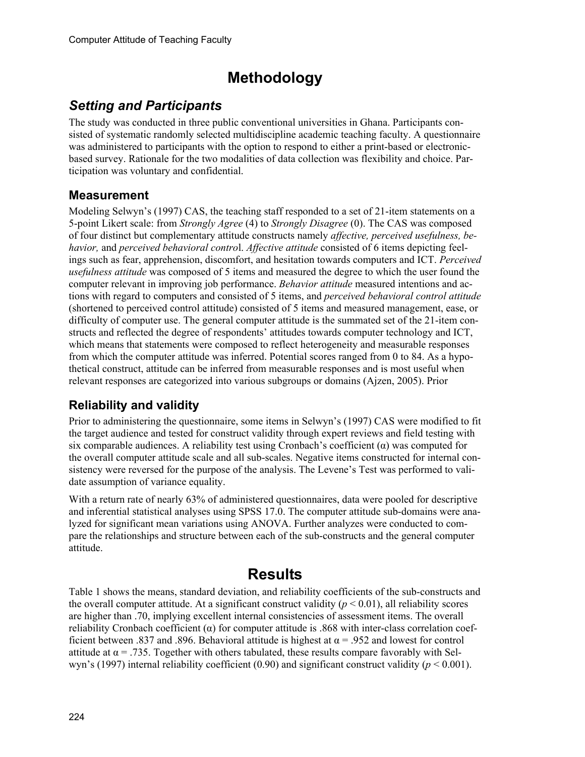# Methodology

## *Setting and Participants*

The study was conducted in three public conventional universities in Ghana. Participants consisted of systematic randomly selected multidiscipline academic teaching faculty. A questionnaire was administered to participants with the option to respond to either a print-based or electronic-based survey. Rationale for the two modalities of data collection was flexibility and choice. Participation was voluntary and confidential.

### Measurement

Modeling Selwyn's (1997) CAS, the teaching staff responded to a set of 21-item statements on a 5-point Likert scale: from *Strongly Agree* (4) to *Strongly Disagree* (0). The CAS was composed of four distinct but complementary attitude constructs namely *affective, perceived usefulness, behavior,* and *perceived behavioral contro*l. *Affective attitude* consisted of 6 items depicting feelings such as fear, apprehension, discomfort, and hesitation towards computers and ICT. *Perceived usefulness attitude* was composed of 5 items and measured the degree to which the user found the computer relevant in improving job performance. *Behavior attitude* measured intentions and actions with regard to computers and consisted of 5 items, and *perceived behavioral control attitude* (shortened to perceived control attitude) consisted of 5 items and measured management, ease, or difficulty of computer use. The general computer attitude is the summated set of the 21-item constructs and reflected the degree of respondents' attitudes towards computer technology and ICT, which means that statements were composed to reflect heterogeneity and measurable responses from which the computer attitude was inferred. Potential scores ranged from 0 to 84. As a hypothetical construct, attitude can be inferred from measurable responses and is most useful when relevant responses are categorized into various subgroups or domains (Ajzen, 2005). Prior

### Reliability and validity

Prior to administering the questionnaire, some items in Selwyn's (1997) CAS were modified to fit the target audience and tested for construct validity through expert reviews and field testing with six comparable audiences. A reliability test using Cronbach's coefficient ($\alpha$) was computed for the overall computer attitude scale and all sub-scales. Negative items constructed for internal consistency were reversed for the purpose of the analysis. The Levene's Test was performed to validate assumption of variance equality.

With a return rate of nearly 63% of administered questionnaires, data were pooled for descriptive and inferential statistical analyses using SPSS 17.0. The computer attitude sub-domains were analyzed for significant mean variations using ANOVA. Further analyzes were conducted to compare the relationships and structure between each of the sub-constructs and the general computer attitude.

# Results

Table 1 shows the means, standard deviation, and reliability coefficients of the sub-constructs and the overall computer attitude. At a significant construct validity ($p < 0.01$), all reliability scores are higher than .70, implying excellent internal consistencies of assessment items. The overall reliability Cronbach coefficient ($\alpha$) for computer attitude is .868 with inter-class correlation coefficient between .837 and .896. Behavioral attitude is highest at $\alpha = .952$ and lowest for control attitude at $\alpha = .735$. Together with others tabulated, these results compare favorably with Selwyn's (1997) internal reliability coefficient (0.90) and significant construct validity ($p < 0.001$).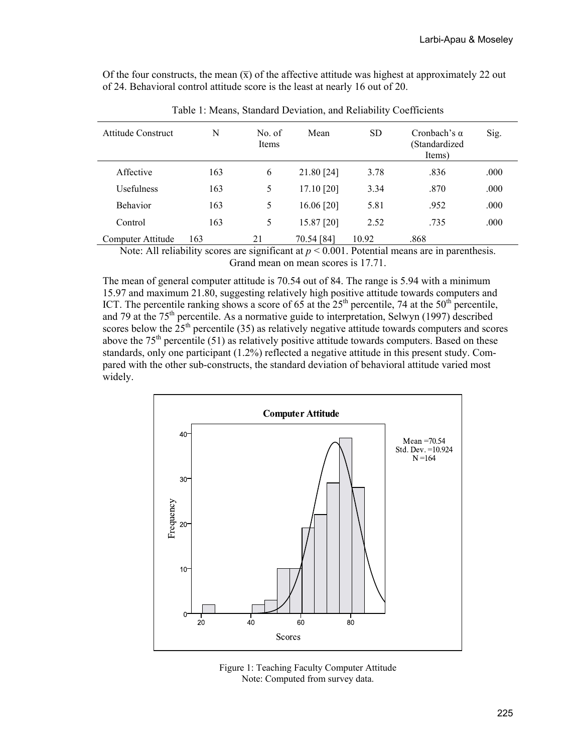Of the four constructs, the mean ($\overline{x}$) of the affective attitude was highest at approximately 22 out of 24. Behavioral control attitude score is the least at nearly 16 out of 20.

Table 1: Means, Standard Deviation, and Reliability Coefficients

| Attitude Construct | N | No. of Items | Mean | SD | Cronbach's α (Standardized Items) | Sig. |
|---|---|---|---|---|---|---|
| Affective | 163 | 6 | 21.80 [24] | 3.78 | .836 | .000 |
| Usefulness | 163 | 5 | 17.10 [20] | 3.34 | .870 | .000 |
| Behavior | 163 | 5 | 16.06 [20] | 5.81 | .952 | .000 |
| Control | 163 | 5 | 15.87 [20] | 2.52 | .735 | .000 |
| Computer Attitude | 163 | 21 | 70.54 [84] | 10.92 | .868 | |

Note: All reliability scores are significant at $p < 0.001$. Potential means are in parenthesis. Grand mean on mean scores is 17.71.

The mean of general computer attitude is 70.54 out of 84. The range is 5.94 with a minimum 15.97 and maximum 21.80, suggesting relatively high positive attitude towards computers and ICT. The percentile ranking shows a score of 65 at the $25^{th}$ percentile, 74 at the $50^{th}$ percentile, and 79 at the $75^{th}$ percentile. As a normative guide to interpretation, Selwyn (1997) described scores below the $25^{th}$ percentile (35) as relatively negative attitude towards computers and scores above the $75^{th}$ percentile (51) as relatively positive attitude towards computers. Based on these standards, only one participant (1.2%) reflected a negative attitude in this present study. Compared with the other sub-constructs, the standard deviation of behavioral attitude varied most widely.

Figure 1: Teaching Faculty Computer Attitude
Note: Computed from survey data.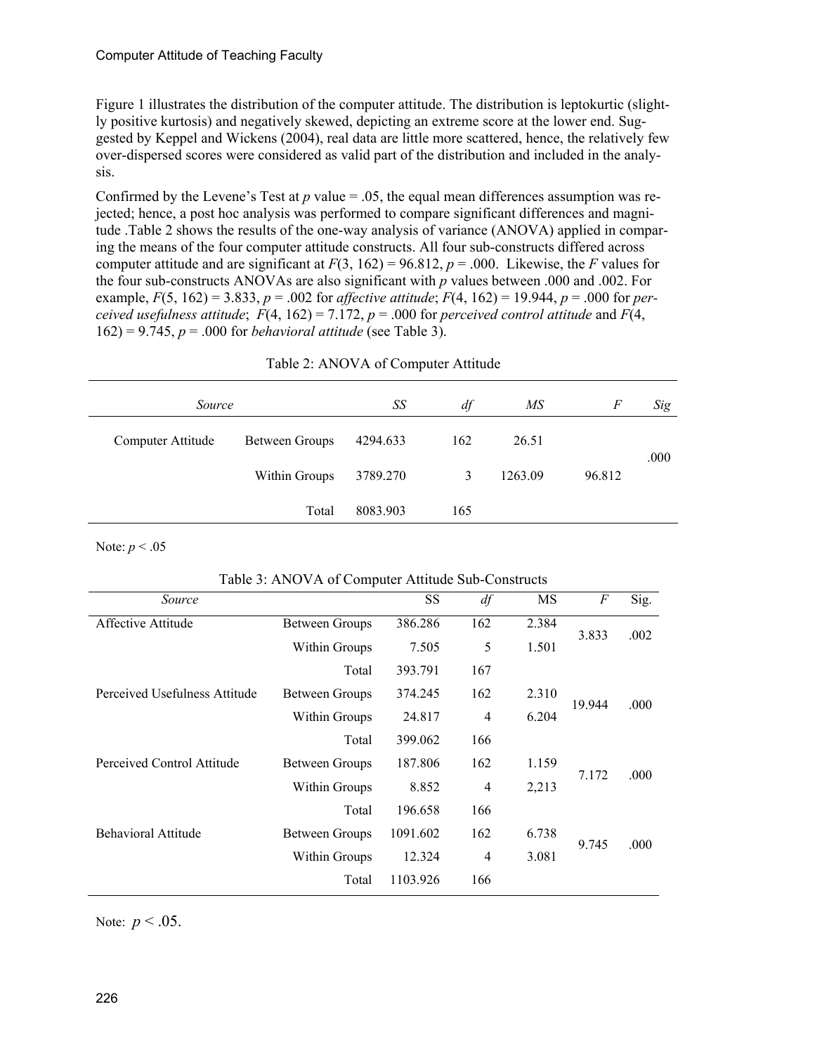Figure 1 illustrates the distribution of the computer attitude. The distribution is leptokurtic (slightly positive kurtosis) and negatively skewed, depicting an extreme score at the lower end. Suggested by Keppel and Wickens (2004), real data are little more scattered, hence, the relatively few over-dispersed scores were considered as valid part of the distribution and included in the analysis.

Confirmed by the Levene's Test at $p$ value = .05, the equal mean differences assumption was rejected; hence, a post hoc analysis was performed to compare significant differences and magnitude .Table 2 shows the results of the one-way analysis of variance (ANOVA) applied in comparing the means of the four computer attitude constructs. All four sub-constructs differed across computer attitude and are significant at $F(3, 162) = 96.812$, $p = .000$. Likewise, the $F$ values for the four sub-constructs ANOVAs are also significant with $p$ values between .000 and .002. For example, $F(5, 162) = 3.833$, $p = .002$ for *affective attitude*; $F(4, 162) = 19.944$, $p = .000$ for *perceived usefulness attitude*; $F(4, 162) = 7.172$, $p = .000$ for *perceived control attitude* and $F(4, 162) = 9.745$, $p = .000$ for *behavioral attitude* (see Table 3).

Table 2: ANOVA of Computer Attitude

| *Source* | | *SS* | *df* | *MS* | *F* | *Sig* |
|---|---|---|---|---|---|---|
| Computer Attitude | Between Groups | 4294.633 | 162 | 26.51 | | .000 |
| | Within Groups | 3789.270 | 3 | 1263.09 | 96.812 | |
| | Total | 8083.903 | 165 | | | |

Note: $p < .05$

Table 3: ANOVA of Computer Attitude Sub-Constructs

| *Source* | | SS | *df* | MS | *F* | Sig. |
|---|---|---|---|---|---|---|
| Affective Attitude | Between Groups | 386.286 | 162 | 2.384 | 3.833 | .002 |
| | Within Groups | 7.505 | 5 | 1.501 | | |
| | Total | 393.791 | 167 | | | |
| Perceived Usefulness Attitude | Between Groups | 374.245 | 162 | 2.310 | 19.944 | .000 |
| | Within Groups | 24.817 | 4 | 6.204 | | |
| | Total | 399.062 | 166 | | | |
| Perceived Control Attitude | Between Groups | 187.806 | 162 | 1.159 | 7.172 | .000 |
| | Within Groups | 8.852 | 4 | 2,213 | | |
| | Total | 196.658 | 166 | | | |
| Behavioral Attitude | Between Groups | 1091.602 | 162 | 6.738 | 9.745 | .000 |
| | Within Groups | 12.324 | 4 | 3.081 | | |
| | Total | 1103.926 | 166 | | | |

Note: $p < .05$.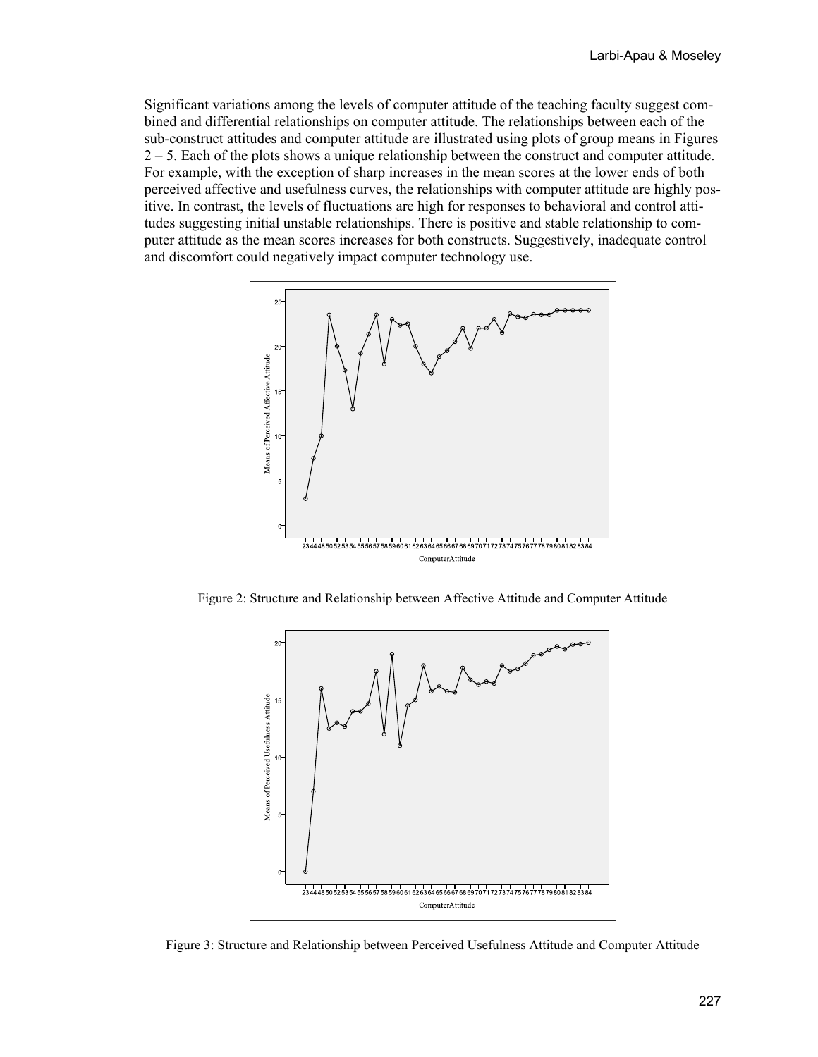Significant variations among the levels of computer attitude of the teaching faculty suggest combined and differential relationships on computer attitude. The relationships between each of the sub-construct attitudes and computer attitude are illustrated using plots of group means in Figures 2 – 5. Each of the plots shows a unique relationship between the construct and computer attitude. For example, with the exception of sharp increases in the mean scores at the lower ends of both perceived affective and usefulness curves, the relationships with computer attitude are highly positive. In contrast, the levels of fluctuations are high for responses to behavioral and control attitudes suggesting initial unstable relationships. There is positive and stable relationship to computer attitude as the mean scores increases for both constructs. Suggestively, inadequate control and discomfort could negatively impact computer technology use.

Figure 2: Structure and Relationship between Affective Attitude and Computer Attitude

Figure 3: Structure and Relationship between Perceived Usefulness Attitude and Computer Attitude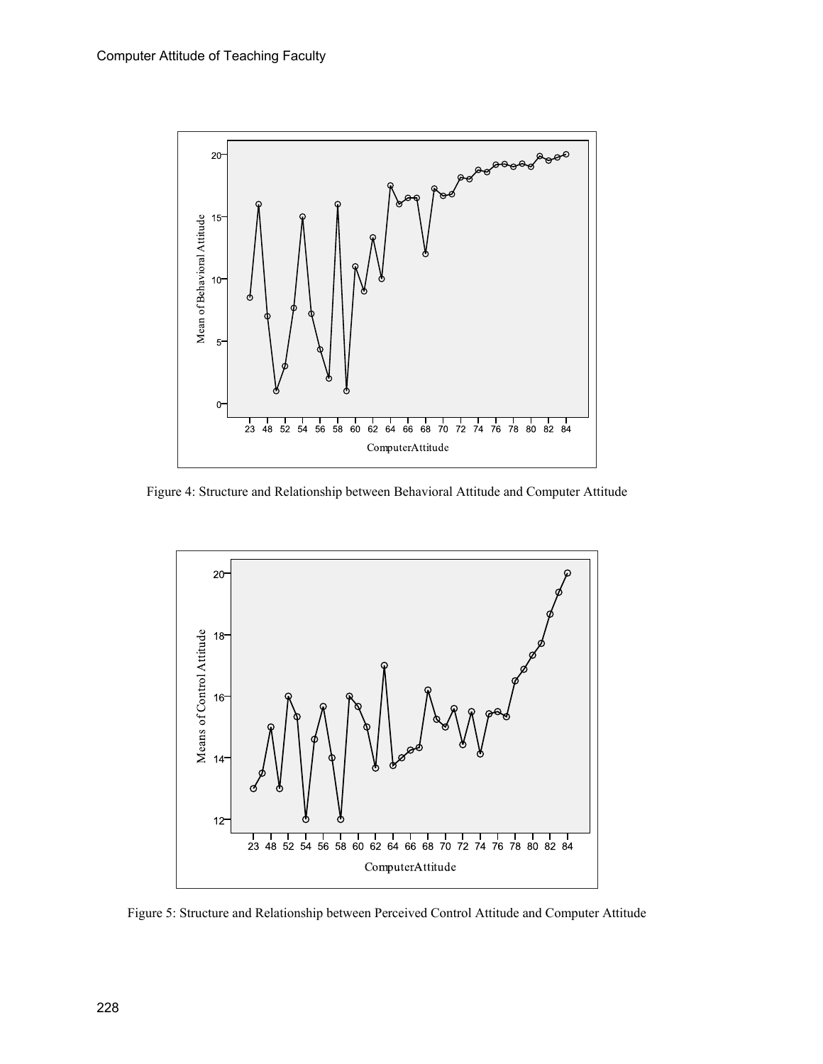Figure 4: Structure and Relationship between Behavioral Attitude and Computer Attitude

Figure 5: Structure and Relationship between Perceived Control Attitude and Computer Attitude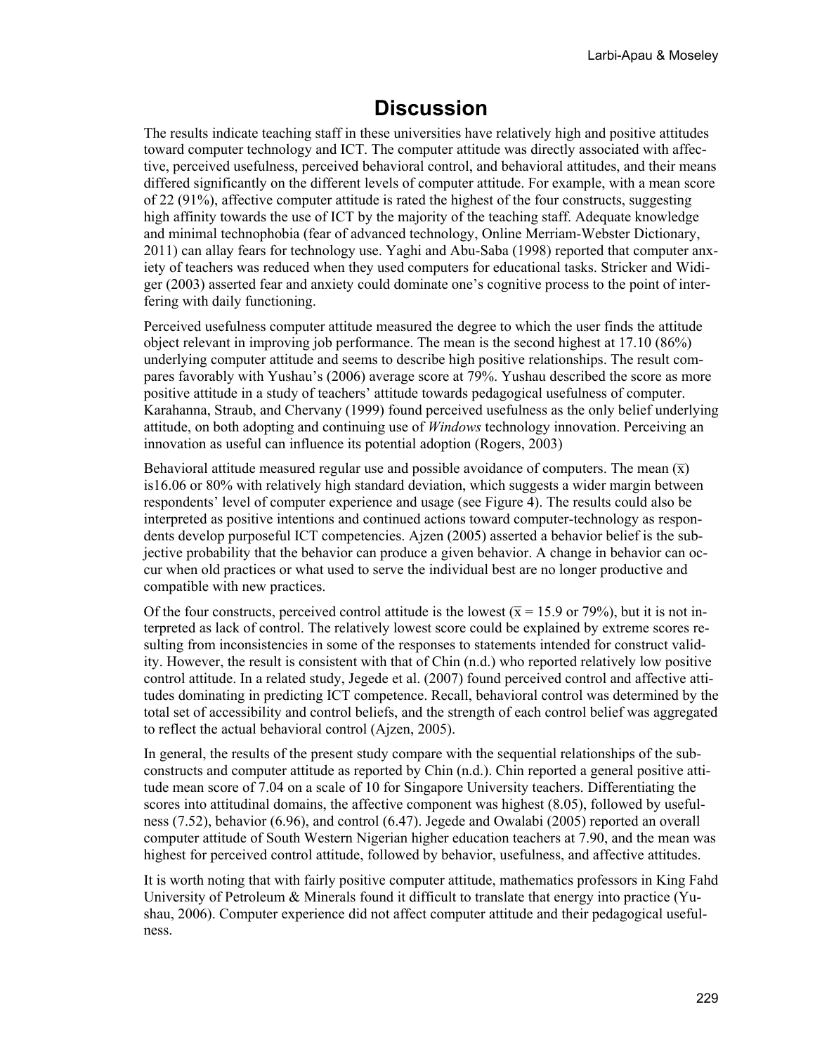# Discussion

The results indicate teaching staff in these universities have relatively high and positive attitudes toward computer technology and ICT. The computer attitude was directly associated with affective, perceived usefulness, perceived behavioral control, and behavioral attitudes, and their means differed significantly on the different levels of computer attitude. For example, with a mean score of 22 (91%), affective computer attitude is rated the highest of the four constructs, suggesting high affinity towards the use of ICT by the majority of the teaching staff. Adequate knowledge and minimal technophobia (fear of advanced technology, Online Merriam-Webster Dictionary, 2011) can allay fears for technology use. Yaghi and Abu-Saba (1998) reported that computer anxiety of teachers was reduced when they used computers for educational tasks. Stricker and Widiger (2003) asserted fear and anxiety could dominate one's cognitive process to the point of interfering with daily functioning.

Perceived usefulness computer attitude measured the degree to which the user finds the attitude object relevant in improving job performance. The mean is the second highest at 17.10 (86%) underlying computer attitude and seems to describe high positive relationships. The result compares favorably with Yushau's (2006) average score at 79%. Yushau described the score as more positive attitude in a study of teachers' attitude towards pedagogical usefulness of computer. Karahanna, Straub, and Chervany (1999) found perceived usefulness as the only belief underlying attitude, on both adopting and continuing use of *Windows* technology innovation. Perceiving an innovation as useful can influence its potential adoption (Rogers, 2003)

Behavioral attitude measured regular use and possible avoidance of computers. The mean ($\bar{x}$) is16.06 or 80% with relatively high standard deviation, which suggests a wider margin between respondents' level of computer experience and usage (see Figure 4). The results could also be interpreted as positive intentions and continued actions toward computer-technology as respondents develop purposeful ICT competencies. Ajzen (2005) asserted a behavior belief is the subjective probability that the behavior can produce a given behavior. A change in behavior can occur when old practices or what used to serve the individual best are no longer productive and compatible with new practices.

Of the four constructs, perceived control attitude is the lowest ($\bar{x}$ = 15.9 or 79%), but it is not interpreted as lack of control. The relatively lowest score could be explained by extreme scores resulting from inconsistencies in some of the responses to statements intended for construct validity. However, the result is consistent with that of Chin (n.d.) who reported relatively low positive control attitude. In a related study, Jegede et al. (2007) found perceived control and affective attitudes dominating in predicting ICT competence. Recall, behavioral control was determined by the total set of accessibility and control beliefs, and the strength of each control belief was aggregated to reflect the actual behavioral control (Ajzen, 2005).

In general, the results of the present study compare with the sequential relationships of the subconstructs and computer attitude as reported by Chin (n.d.). Chin reported a general positive attitude mean score of 7.04 on a scale of 10 for Singapore University teachers. Differentiating the scores into attitudinal domains, the affective component was highest (8.05), followed by usefulness (7.52), behavior (6.96), and control (6.47). Jegede and Owalabi (2005) reported an overall computer attitude of South Western Nigerian higher education teachers at 7.90, and the mean was highest for perceived control attitude, followed by behavior, usefulness, and affective attitudes.

It is worth noting that with fairly positive computer attitude, mathematics professors in King Fahd University of Petroleum & Minerals found it difficult to translate that energy into practice (Yushau, 2006). Computer experience did not affect computer attitude and their pedagogical usefulness.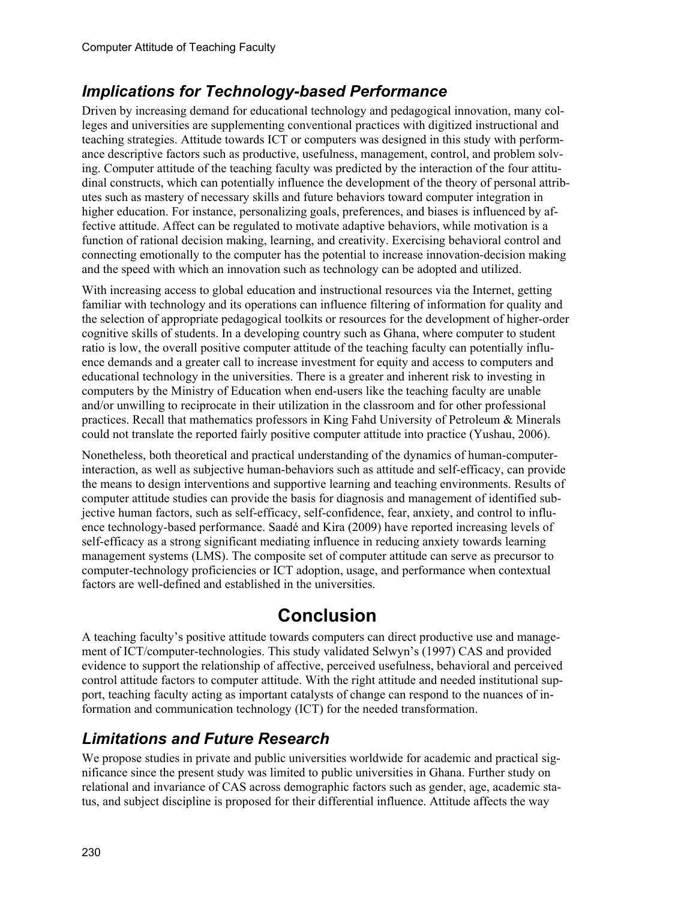## *Implications for Technology-based Performance*

Driven by increasing demand for educational technology and pedagogical innovation, many colleges and universities are supplementing conventional practices with digitized instructional and teaching strategies. Attitude towards ICT or computers was designed in this study with performance descriptive factors such as productive, usefulness, management, control, and problem solving. Computer attitude of the teaching faculty was predicted by the interaction of the four attitudinal constructs, which can potentially influence the development of the theory of personal attributes such as mastery of necessary skills and future behaviors toward computer integration in higher education. For instance, personalizing goals, preferences, and biases is influenced by affective attitude. Affect can be regulated to motivate adaptive behaviors, while motivation is a function of rational decision making, learning, and creativity. Exercising behavioral control and connecting emotionally to the computer has the potential to increase innovation-decision making and the speed with which an innovation such as technology can be adopted and utilized.

With increasing access to global education and instructional resources via the Internet, getting familiar with technology and its operations can influence filtering of information for quality and the selection of appropriate pedagogical toolkits or resources for the development of higher-order cognitive skills of students. In a developing country such as Ghana, where computer to student ratio is low, the overall positive computer attitude of the teaching faculty can potentially influence demands and a greater call to increase investment for equity and access to computers and educational technology in the universities. There is a greater and inherent risk to investing in computers by the Ministry of Education when end-users like the teaching faculty are unable and/or unwilling to reciprocate in their utilization in the classroom and for other professional practices. Recall that mathematics professors in King Fahd University of Petroleum & Minerals could not translate the reported fairly positive computer attitude into practice (Yushau, 2006).

Nonetheless, both theoretical and practical understanding of the dynamics of human-computer-interaction, as well as subjective human-behaviors such as attitude and self-efficacy, can provide the means to design interventions and supportive learning and teaching environments. Results of computer attitude studies can provide the basis for diagnosis and management of identified subjective human factors, such as self-efficacy, self-confidence, fear, anxiety, and control to influence technology-based performance. Saadé and Kira (2009) have reported increasing levels of self-efficacy as a strong significant mediating influence in reducing anxiety towards learning management systems (LMS). The composite set of computer attitude can serve as precursor to computer-technology proficiencies or ICT adoption, usage, and performance when contextual factors are well-defined and established in the universities.

# Conclusion

A teaching faculty's positive attitude towards computers can direct productive use and management of ICT/computer-technologies. This study validated Selwyn's (1997) CAS and provided evidence to support the relationship of affective, perceived usefulness, behavioral and perceived control attitude factors to computer attitude. With the right attitude and needed institutional support, teaching faculty acting as important catalysts of change can respond to the nuances of information and communication technology (ICT) for the needed transformation.

## *Limitations and Future Research*

We propose studies in private and public universities worldwide for academic and practical significance since the present study was limited to public universities in Ghana. Further study on relational and invariance of CAS across demographic factors such as gender, age, academic status, and subject discipline is proposed for their differential influence. Attitude affects the way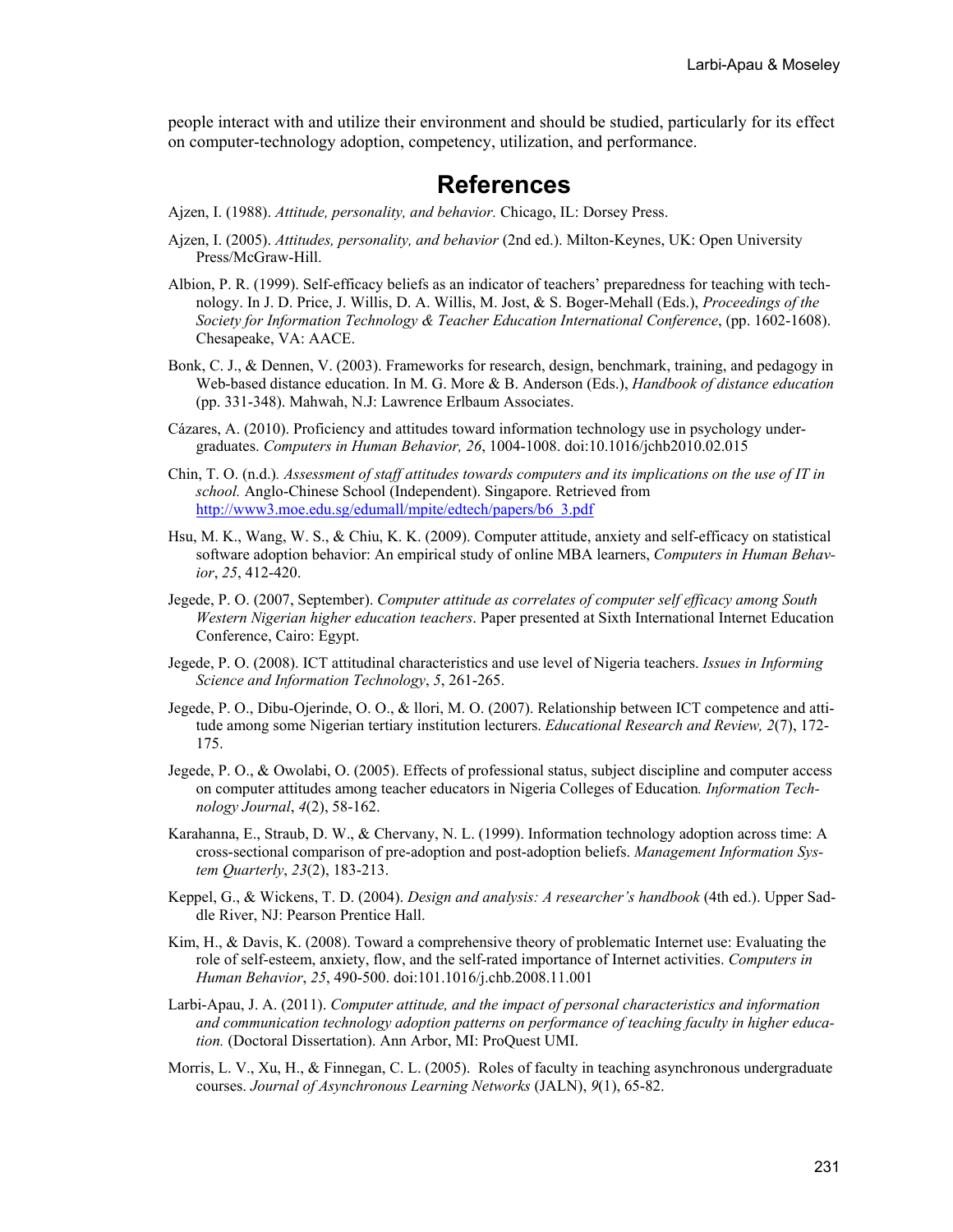people interact with and utilize their environment and should be studied, particularly for its effect on computer-technology adoption, competency, utilization, and performance.

## References

Ajzen, I. (1988). *Attitude, personality, and behavior.* Chicago, IL: Dorsey Press.

Ajzen, I. (2005). *Attitudes, personality, and behavior* (2nd ed.). Milton-Keynes, UK: Open University Press/McGraw-Hill.

Albion, P. R. (1999). Self-efficacy beliefs as an indicator of teachers' preparedness for teaching with technology. In J. D. Price, J. Willis, D. A. Willis, M. Jost, & S. Boger-Mehall (Eds.), *Proceedings of the Society for Information Technology & Teacher Education International Conference*, (pp. 1602-1608). Chesapeake, VA: AACE.

Bonk, C. J., & Dennen, V. (2003). Frameworks for research, design, benchmark, training, and pedagogy in Web-based distance education. In M. G. More & B. Anderson (Eds.), *Handbook of distance education* (pp. 331-348). Mahwah, N.J: Lawrence Erlbaum Associates.

Cázares, A. (2010). Proficiency and attitudes toward information technology use in psychology undergraduates. *Computers in Human Behavior, 26*, 1004-1008. doi:10.1016/jchb2010.02.015

Chin, T. O. (n.d.). *Assessment of staff attitudes towards computers and its implications on the use of IT in school.* Anglo-Chinese School (Independent). Singapore. Retrieved from http://www3.moe.edu.sg/edumall/mpite/edtech/papers/b6_3.pdf

Hsu, M. K., Wang, W. S., & Chiu, K. K. (2009). Computer attitude, anxiety and self-efficacy on statistical software adoption behavior: An empirical study of online MBA learners, *Computers in Human Behavior*, *25*, 412-420.

Jegede, P. O. (2007, September). *Computer attitude as correlates of computer self efficacy among South Western Nigerian higher education teachers*. Paper presented at Sixth International Internet Education Conference, Cairo: Egypt.

Jegede, P. O. (2008). ICT attitudinal characteristics and use level of Nigeria teachers. *Issues in Informing Science and Information Technology*, *5*, 261-265.

Jegede, P. O., Dibu-Ojerinde, O. O., & llori, M. O. (2007). Relationship between ICT competence and attitude among some Nigerian tertiary institution lecturers. *Educational Research and Review, 2*(7), 172-175.

Jegede, P. O., & Owolabi, O. (2005). Effects of professional status, subject discipline and computer access on computer attitudes among teacher educators in Nigeria Colleges of Education*. Information Technology Journal*, *4*(2), 58-162.

Karahanna, E., Straub, D. W., & Chervany, N. L. (1999). Information technology adoption across time: A cross-sectional comparison of pre-adoption and post-adoption beliefs. *Management Information System Quarterly*, *23*(2), 183-213.

Keppel, G., & Wickens, T. D. (2004). *Design and analysis: A researcher's handbook* (4th ed.). Upper Saddle River, NJ: Pearson Prentice Hall.

Kim, H., & Davis, K. (2008). Toward a comprehensive theory of problematic Internet use: Evaluating the role of self-esteem, anxiety, flow, and the self-rated importance of Internet activities. *Computers in Human Behavior*, *25*, 490-500. doi:101.1016/j.chb.2008.11.001

Larbi-Apau, J. A. (2011). *Computer attitude, and the impact of personal characteristics and information and communication technology adoption patterns on performance of teaching faculty in higher education.* (Doctoral Dissertation). Ann Arbor, MI: ProQuest UMI.

Morris, L. V., Xu, H., & Finnegan, C. L. (2005). Roles of faculty in teaching asynchronous undergraduate courses. *Journal of Asynchronous Learning Networks* (JALN), *9*(1), 65-82.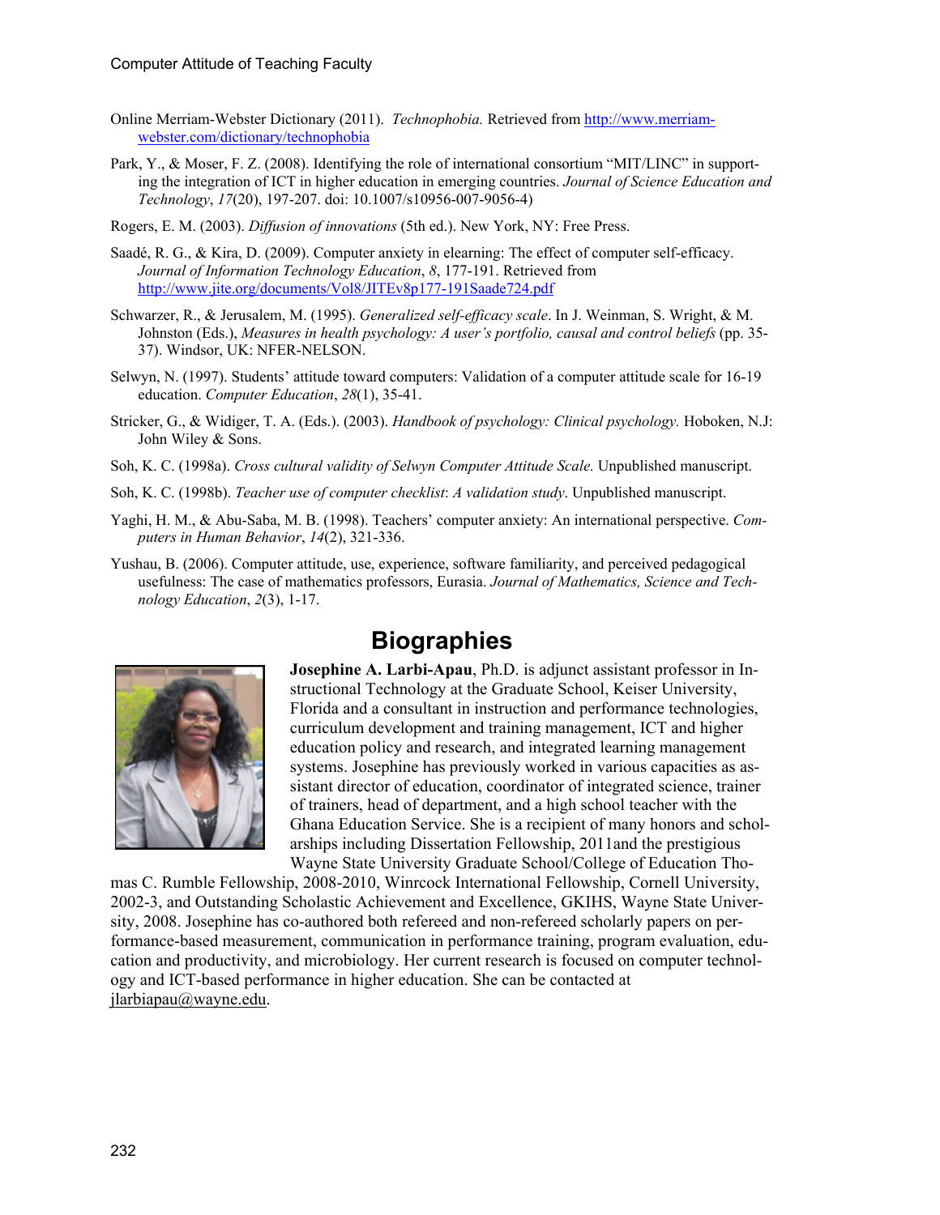Online Merriam-Webster Dictionary (2011). *Technophobia.* Retrieved from http://www.merriam-webster.com/dictionary/technophobia

Park, Y., & Moser, F. Z. (2008). Identifying the role of international consortium "MIT/LINC" in supporting the integration of ICT in higher education in emerging countries. *Journal of Science Education and Technology*, *17*(20), 197-207. doi: 10.1007/s10956-007-9056-4)

Rogers, E. M. (2003). *Diffusion of innovations* (5th ed.). New York, NY: Free Press.

Saadé, R. G., & Kira, D. (2009). Computer anxiety in elearning: The effect of computer self-efficacy. *Journal of Information Technology Education*, *8*, 177-191. Retrieved from http://www.jite.org/documents/Vol8/JITEv8p177-191Saade724.pdf

Schwarzer, R., & Jerusalem, M. (1995). *Generalized self-efficacy scale*. In J. Weinman, S. Wright, & M. Johnston (Eds.), *Measures in health psychology: A user's portfolio, causal and control beliefs* (pp. 35-37). Windsor, UK: NFER-NELSON.

Selwyn, N. (1997). Students' attitude toward computers: Validation of a computer attitude scale for 16-19 education. *Computer Education*, *28*(1), 35-41.

Stricker, G., & Widiger, T. A. (Eds.). (2003). *Handbook of psychology: Clinical psychology.* Hoboken, N.J: John Wiley & Sons.

Soh, K. C. (1998a). *Cross cultural validity of Selwyn Computer Attitude Scale.* Unpublished manuscript.

Soh, K. C. (1998b). *Teacher use of computer checklist*: *A validation study*. Unpublished manuscript.

Yaghi, H. M., & Abu-Saba, M. B. (1998). Teachers' computer anxiety: An international perspective. *Computers in Human Behavior*, *14*(2), 321-336.

Yushau, B. (2006). Computer attitude, use, experience, software familiarity, and perceived pedagogical usefulness: The case of mathematics professors, Eurasia. *Journal of Mathematics, Science and Technology Education*, *2*(3), 1-17.

## Biographies

**Josephine A. Larbi-Apau**, Ph.D. is adjunct assistant professor in Instructional Technology at the Graduate School, Keiser University, Florida and a consultant in instruction and performance technologies, curriculum development and training management, ICT and higher education policy and research, and integrated learning management systems. Josephine has previously worked in various capacities as assistant director of education, coordinator of integrated science, trainer of trainers, head of department, and a high school teacher with the Ghana Education Service. She is a recipient of many honors and scholarships including Dissertation Fellowship, 2011and the prestigious Wayne State University Graduate School/College of Education Thomas C. Rumble Fellowship, 2008-2010, Winrcock International Fellowship, Cornell University, 2002-3, and Outstanding Scholastic Achievement and Excellence, GKIHS, Wayne State University, 2008. Josephine has co-authored both refereed and non-refereed scholarly papers on performance-based measurement, communication in performance training, program evaluation, education and productivity, and microbiology. Her current research is focused on computer technology and ICT-based performance in higher education. She can be contacted at jlarbiapau@wayne.edu.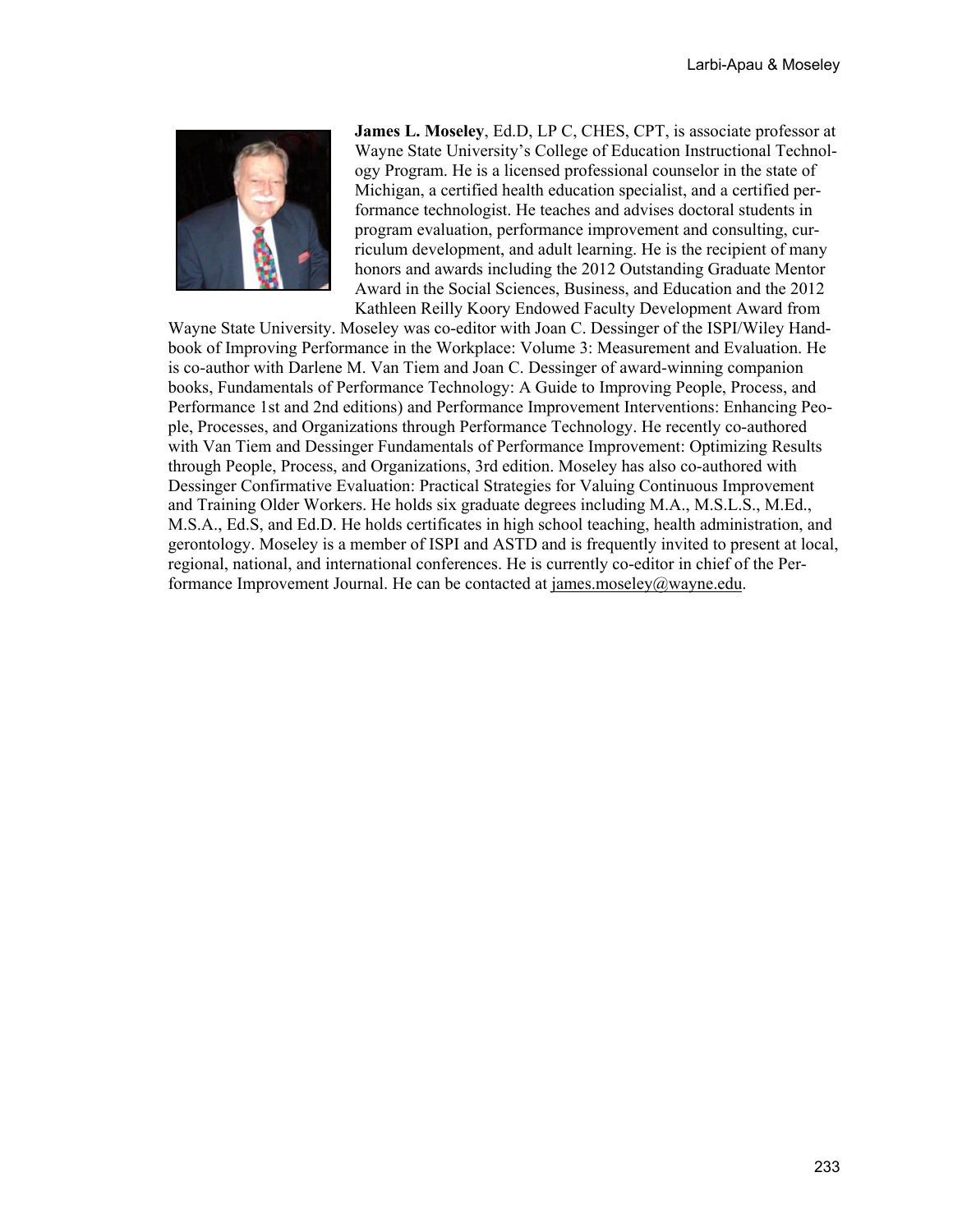**James L. Moseley**, Ed.D, LP C, CHES, CPT, is associate professor at Wayne State University's College of Education Instructional Technology Program. He is a licensed professional counselor in the state of Michigan, a certified health education specialist, and a certified performance technologist. He teaches and advises doctoral students in program evaluation, performance improvement and consulting, curriculum development, and adult learning. He is the recipient of many honors and awards including the 2012 Outstanding Graduate Mentor Award in the Social Sciences, Business, and Education and the 2012 Kathleen Reilly Koory Endowed Faculty Development Award from Wayne State University. Moseley was co-editor with Joan C. Dessinger of the ISPI/Wiley Handbook of Improving Performance in the Workplace: Volume 3: Measurement and Evaluation. He is co-author with Darlene M. Van Tiem and Joan C. Dessinger of award-winning companion books, Fundamentals of Performance Technology: A Guide to Improving People, Process, and Performance 1st and 2nd editions) and Performance Improvement Interventions: Enhancing People, Processes, and Organizations through Performance Technology. He recently co-authored with Van Tiem and Dessinger Fundamentals of Performance Improvement: Optimizing Results through People, Process, and Organizations, 3rd edition. Moseley has also co-authored with Dessinger Confirmative Evaluation: Practical Strategies for Valuing Continuous Improvement and Training Older Workers. He holds six graduate degrees including M.A., M.S.L.S., M.Ed., M.S.A., Ed.S, and Ed.D. He holds certificates in high school teaching, health administration, and gerontology. Moseley is a member of ISPI and ASTD and is frequently invited to present at local, regional, national, and international conferences. He is currently co-editor in chief of the Performance Improvement Journal. He can be contacted at james.moseley@wayne.edu.